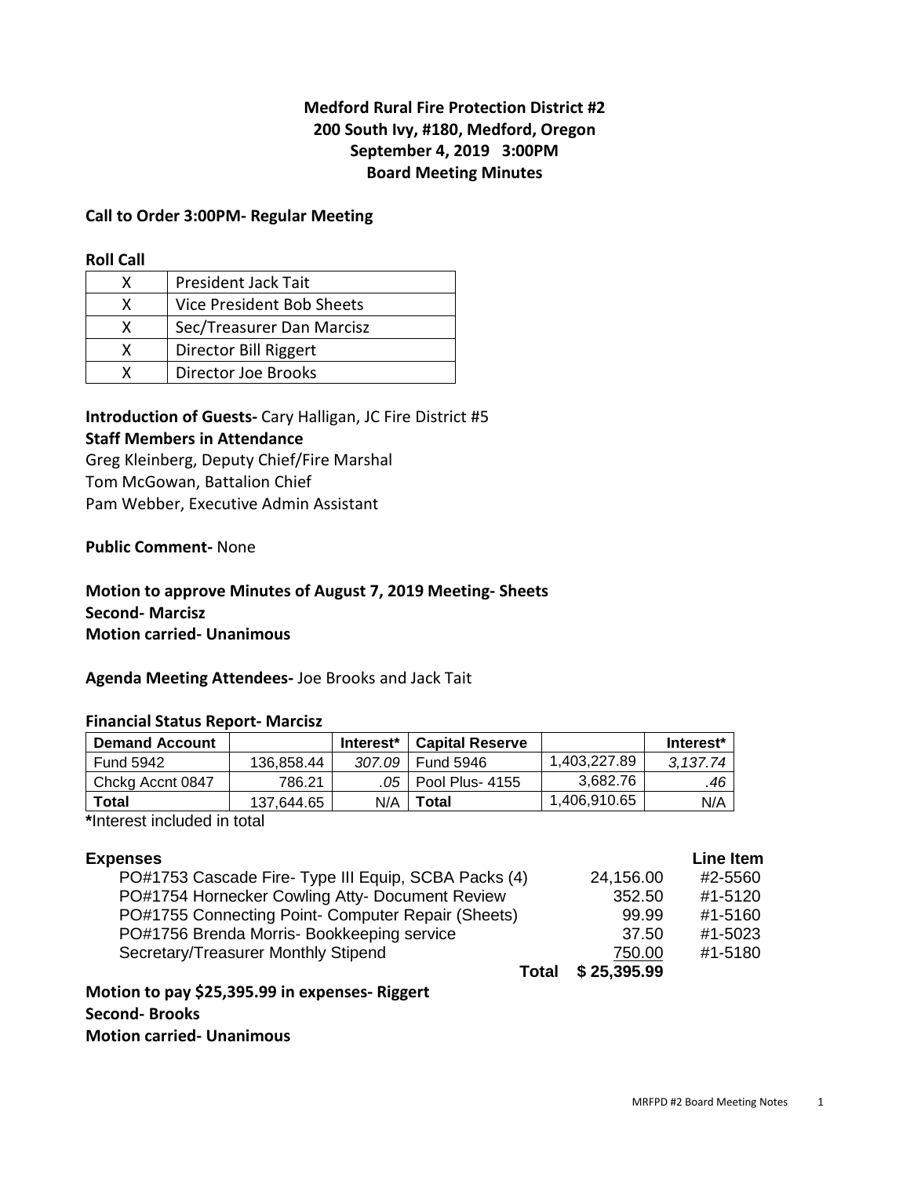**Medford Rural Fire Protection District #2**
**200 South Ivy, #180, Medford, Oregon**
**September 4, 2019 3:00PM**
**Board Meeting Minutes**

**Call to Order 3:00PM- Regular Meeting**

**Roll Call**

| | |
|---|---|
| X | President Jack Tait |
| X | Vice President Bob Sheets |
| X | Sec/Treasurer Dan Marcisz |
| X | Director Bill Riggert |
| X | Director Joe Brooks |

**Introduction of Guests-** Cary Halligan, JC Fire District #5

**Staff Members in Attendance**

Greg Kleinberg, Deputy Chief/Fire Marshal
Tom McGowan, Battalion Chief
Pam Webber, Executive Admin Assistant

**Public Comment-** None

**Motion to approve Minutes of August 7, 2019 Meeting- Sheets**
**Second- Marcisz**
**Motion carried- Unanimous**

**Agenda Meeting Attendees-** Joe Brooks and Jack Tait

**Financial Status Report- Marcisz**

| Demand Account | | Interest* | Capital Reserve | | Interest* |
|---|---|---|---|---|---|
| Fund 5942 | 136,858.44 | *307.09* | Fund 5946 | 1,403,227.89 | *3,137.74* |
| Chckg Accnt 0847 | 786.21 | *.05* | Pool Plus- 4155 | 3,682.76 | *.46* |
| **Total** | 137,644.65 | N/A | **Total** | 1,406,910.65 | N/A |

**\***Interest included in total

| **Expenses** | | **Line Item** |
|---|---|---|
| PO#1753 Cascade Fire- Type III Equip, SCBA Packs (4) | 24,156.00 | #2-5560 |
| PO#1754 Hornecker Cowling Atty- Document Review | 352.50 | #1-5120 |
| PO#1755 Connecting Point- Computer Repair (Sheets) | 99.99 | #1-5160 |
| PO#1756 Brenda Morris- Bookkeeping service | 37.50 | #1-5023 |
| Secretary/Treasurer Monthly Stipend | 750.00 | #1-5180 |
| **Total** | **$ 25,395.99** | |

**Motion to pay $25,395.99 in expenses- Riggert**
**Second- Brooks**
**Motion carried- Unanimous**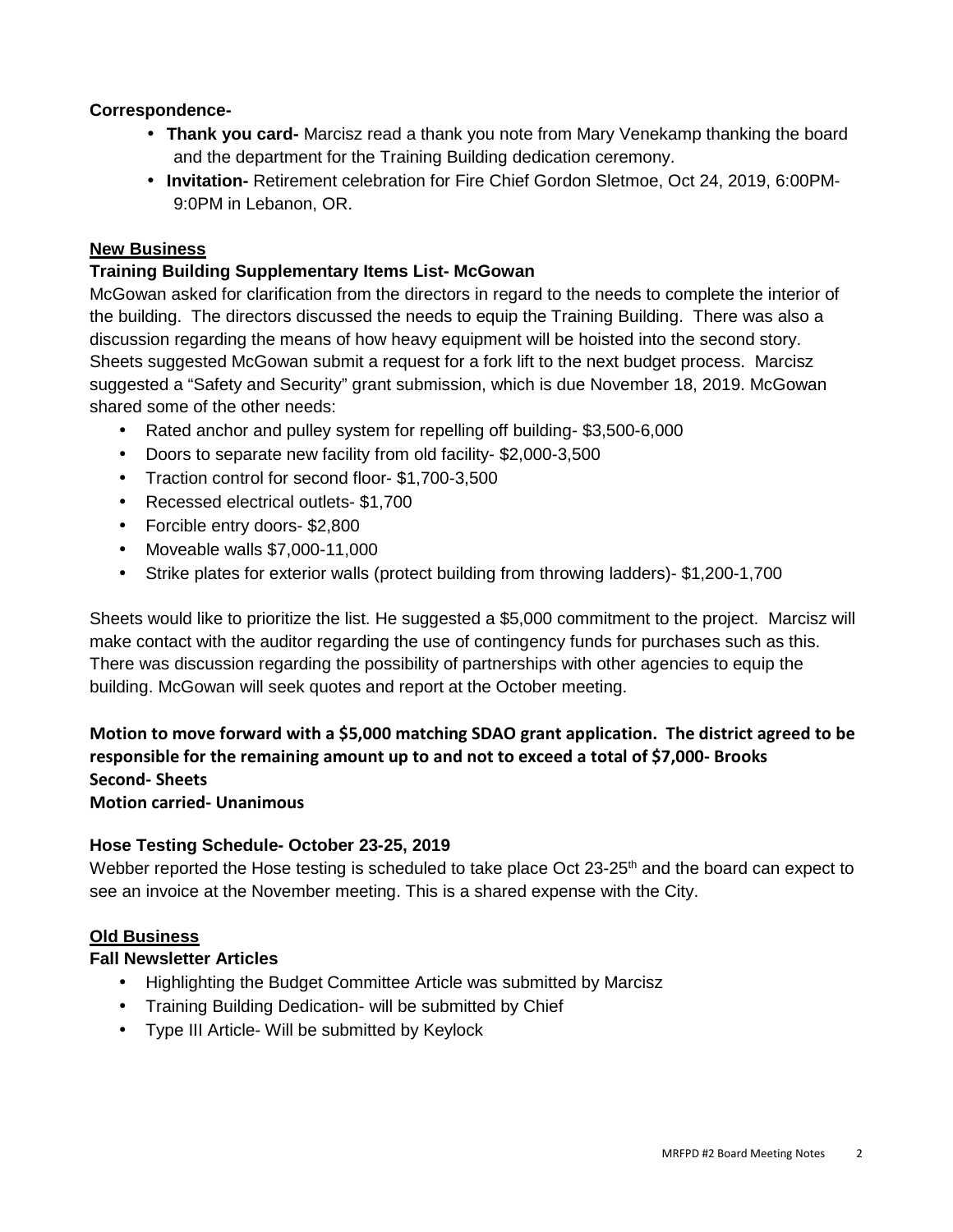**Correspondence-**

- **Thank you card-** Marcisz read a thank you note from Mary Venekamp thanking the board and the department for the Training Building dedication ceremony.
- **Invitation-** Retirement celebration for Fire Chief Gordon Sletmoe, Oct 24, 2019, 6:00PM-9:0PM in Lebanon, OR.

## New Business

### Training Building Supplementary Items List- McGowan

McGowan asked for clarification from the directors in regard to the needs to complete the interior of the building. The directors discussed the needs to equip the Training Building. There was also a discussion regarding the means of how heavy equipment will be hoisted into the second story. Sheets suggested McGowan submit a request for a fork lift to the next budget process. Marcisz suggested a "Safety and Security" grant submission, which is due November 18, 2019. McGowan shared some of the other needs:

- Rated anchor and pulley system for repelling off building- $3,500-6,000
- Doors to separate new facility from old facility- $2,000-3,500
- Traction control for second floor- $1,700-3,500
- Recessed electrical outlets- $1,700
- Forcible entry doors- $2,800
- Moveable walls $7,000-11,000
- Strike plates for exterior walls (protect building from throwing ladders)- $1,200-1,700

Sheets would like to prioritize the list. He suggested a $5,000 commitment to the project. Marcisz will make contact with the auditor regarding the use of contingency funds for purchases such as this. There was discussion regarding the possibility of partnerships with other agencies to equip the building. McGowan will seek quotes and report at the October meeting.

**Motion to move forward with a $5,000 matching SDAO grant application. The district agreed to be responsible for the remaining amount up to and not to exceed a total of $7,000- Brooks**
**Second- Sheets**
**Motion carried- Unanimous**

### Hose Testing Schedule- October 23-25, 2019

Webber reported the Hose testing is scheduled to take place Oct 23-25th and the board can expect to see an invoice at the November meeting. This is a shared expense with the City.

## Old Business

### Fall Newsletter Articles

- Highlighting the Budget Committee Article was submitted by Marcisz
- Training Building Dedication- will be submitted by Chief
- Type III Article- Will be submitted by Keylock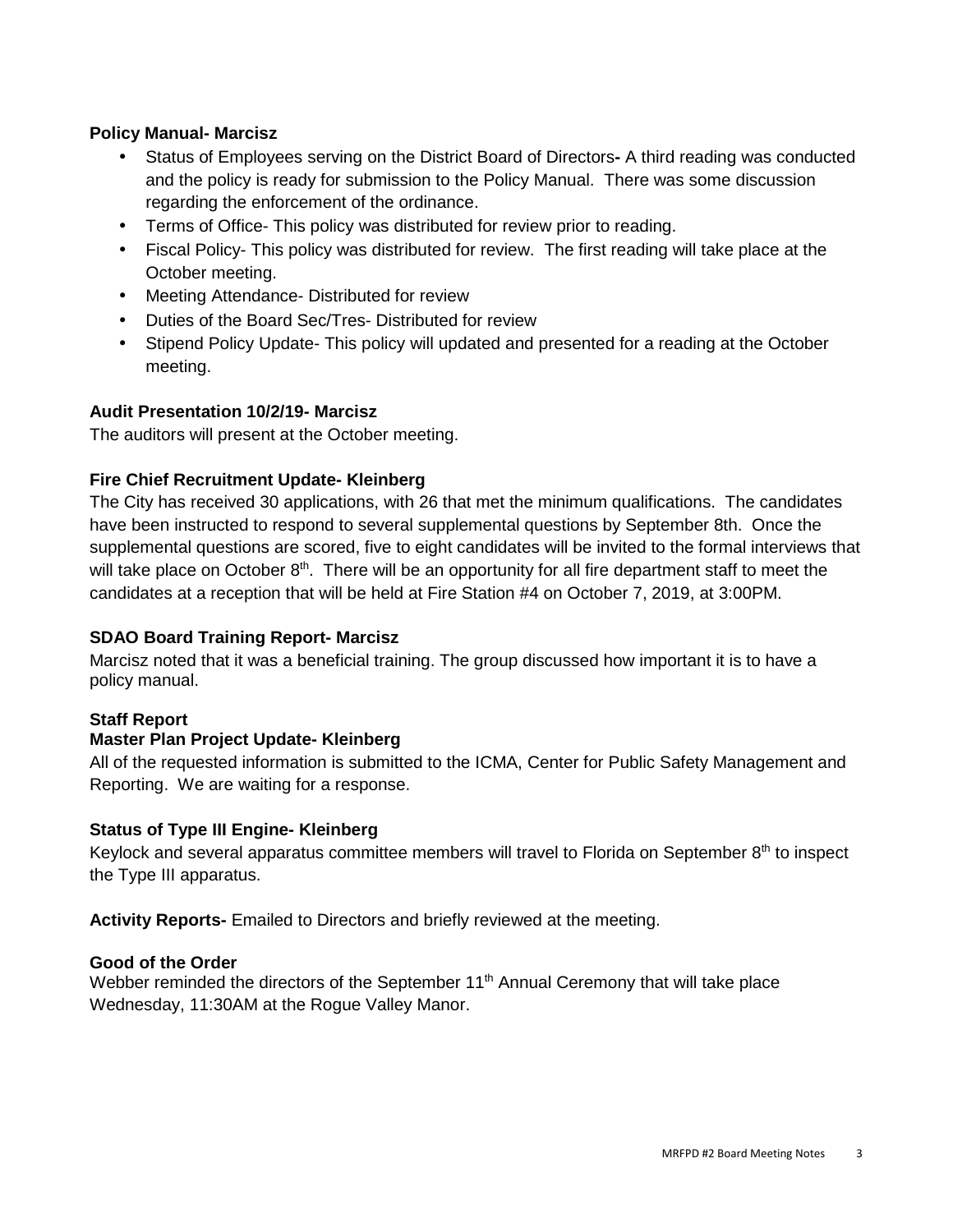**Policy Manual- Marcisz**

- Status of Employees serving on the District Board of Directors**-** A third reading was conducted and the policy is ready for submission to the Policy Manual. There was some discussion regarding the enforcement of the ordinance.
- Terms of Office- This policy was distributed for review prior to reading.
- Fiscal Policy- This policy was distributed for review. The first reading will take place at the October meeting.
- Meeting Attendance- Distributed for review
- Duties of the Board Sec/Tres- Distributed for review
- Stipend Policy Update- This policy will updated and presented for a reading at the October meeting.

**Audit Presentation 10/2/19- Marcisz**

The auditors will present at the October meeting.

**Fire Chief Recruitment Update- Kleinberg**

The City has received 30 applications, with 26 that met the minimum qualifications. The candidates have been instructed to respond to several supplemental questions by September 8th. Once the supplemental questions are scored, five to eight candidates will be invited to the formal interviews that will take place on October 8th. There will be an opportunity for all fire department staff to meet the candidates at a reception that will be held at Fire Station #4 on October 7, 2019, at 3:00PM.

**SDAO Board Training Report- Marcisz**

Marcisz noted that it was a beneficial training. The group discussed how important it is to have a policy manual.

**Staff Report**

**Master Plan Project Update- Kleinberg**

All of the requested information is submitted to the ICMA, Center for Public Safety Management and Reporting. We are waiting for a response.

**Status of Type III Engine- Kleinberg**

Keylock and several apparatus committee members will travel to Florida on September 8th to inspect the Type III apparatus.

**Activity Reports-** Emailed to Directors and briefly reviewed at the meeting.

**Good of the Order**

Webber reminded the directors of the September 11th Annual Ceremony that will take place Wednesday, 11:30AM at the Rogue Valley Manor.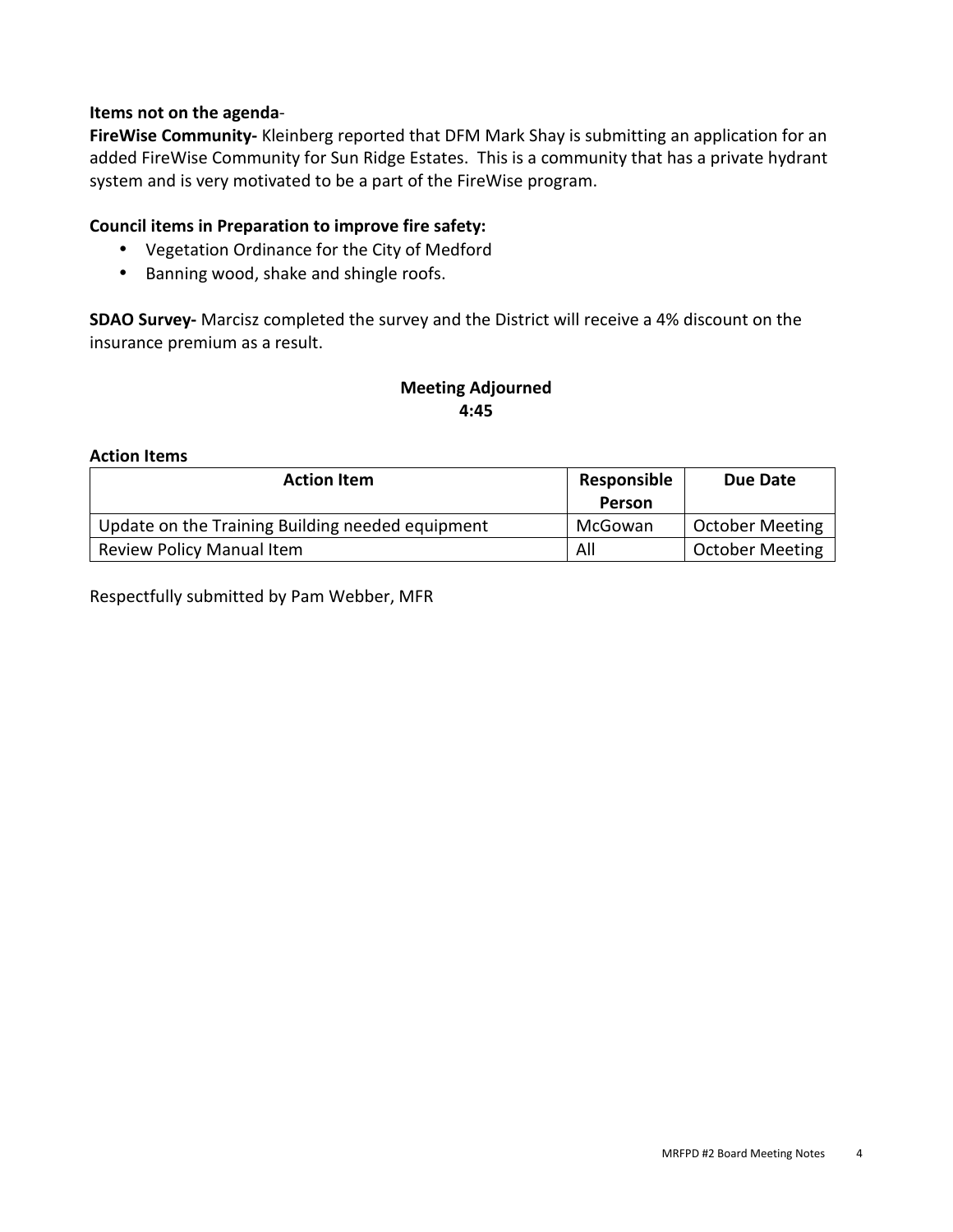**Items not on the agenda**-

**FireWise Community-** Kleinberg reported that DFM Mark Shay is submitting an application for an added FireWise Community for Sun Ridge Estates. This is a community that has a private hydrant system and is very motivated to be a part of the FireWise program.

**Council items in Preparation to improve fire safety:**

- Vegetation Ordinance for the City of Medford
- Banning wood, shake and shingle roofs.

**SDAO Survey-** Marcisz completed the survey and the District will receive a 4% discount on the insurance premium as a result.

**Meeting Adjourned**
**4:45**

**Action Items**

| Action Item | Responsible Person | Due Date |
|---|---|---|
| Update on the Training Building needed equipment | McGowan | October Meeting |
| Review Policy Manual Item | All | October Meeting |

Respectfully submitted by Pam Webber, MFR